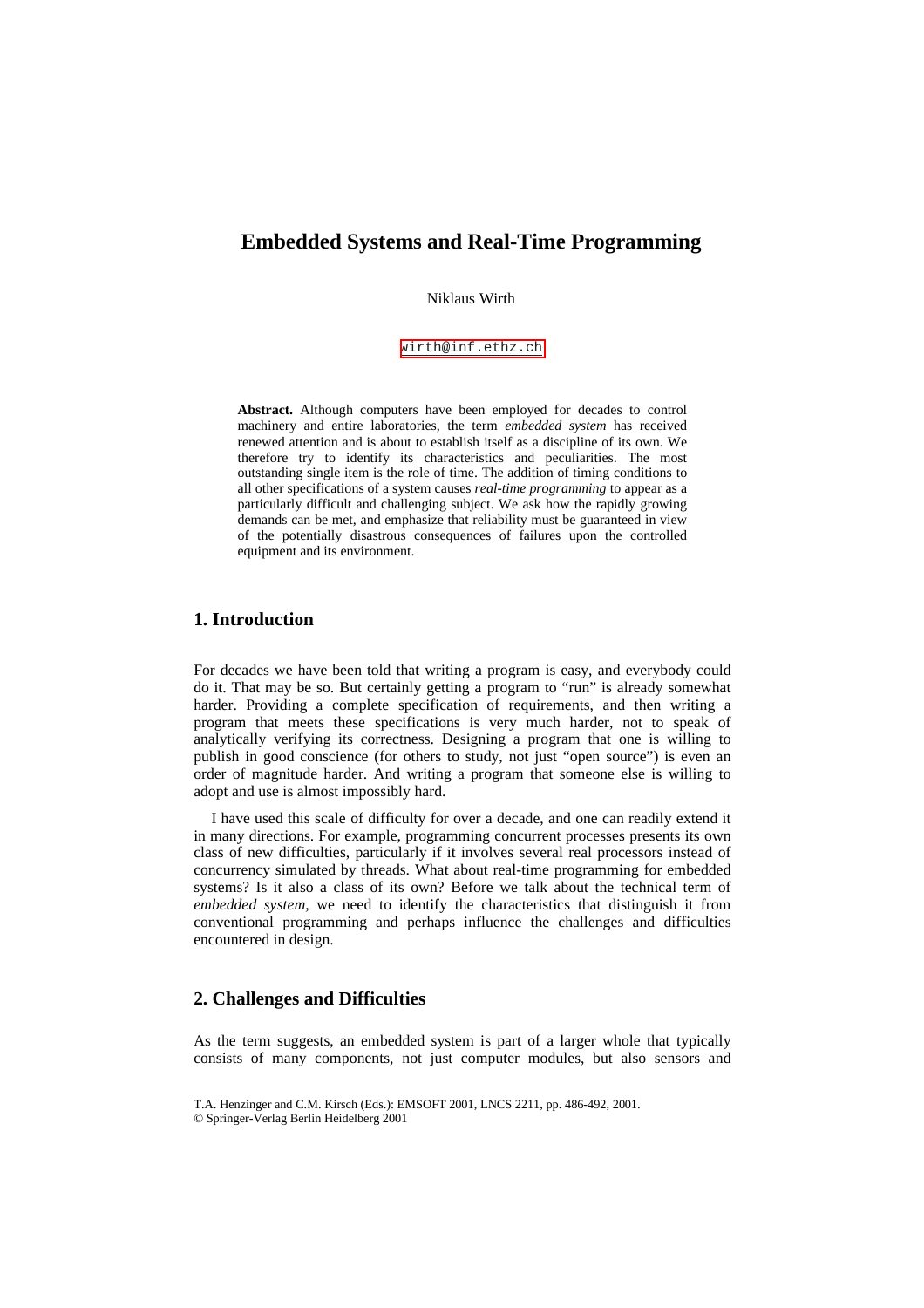# Embedded Systems and Real-Time Programming

Niklaus Wirth

wirth@inf.ethz.ch

**Abstract.** Although computers have been employed for decades to control machinery and entire laboratories, the term *embedded system* has received renewed attention and is about to establish itself as a discipline of its own. We therefore try to identify its characteristics and peculiarities. The most outstanding single item is the role of time. The addition of timing conditions to all other specifications of a system causes *real-time programming* to appear as a particularly difficult and challenging subject. We ask how the rapidly growing demands can be met, and emphasize that reliability must be guaranteed in view of the potentially disastrous consequences of failures upon the controlled equipment and its environment.

## 1. Introduction

For decades we have been told that writing a program is easy, and everybody could do it. That may be so. But certainly getting a program to "run" is already somewhat harder. Providing a complete specification of requirements, and then writing a program that meets these specifications is very much harder, not to speak of analytically verifying its correctness. Designing a program that one is willing to publish in good conscience (for others to study, not just "open source") is even an order of magnitude harder. And writing a program that someone else is willing to adopt and use is almost impossibly hard.

I have used this scale of difficulty for over a decade, and one can readily extend it in many directions. For example, programming concurrent processes presents its own class of new difficulties, particularly if it involves several real processors instead of concurrency simulated by threads. What about real-time programming for embedded systems? Is it also a class of its own? Before we talk about the technical term of *embedded system*, we need to identify the characteristics that distinguish it from conventional programming and perhaps influence the challenges and difficulties encountered in design.

## 2. Challenges and Difficulties

As the term suggests, an embedded system is part of a larger whole that typically consists of many components, not just computer modules, but also sensors and

T.A. Henzinger and C.M. Kirsch (Eds.): EMSOFT 2001, LNCS 2211, pp. 486-492, 2001.
© Springer-Verlag Berlin Heidelberg 2001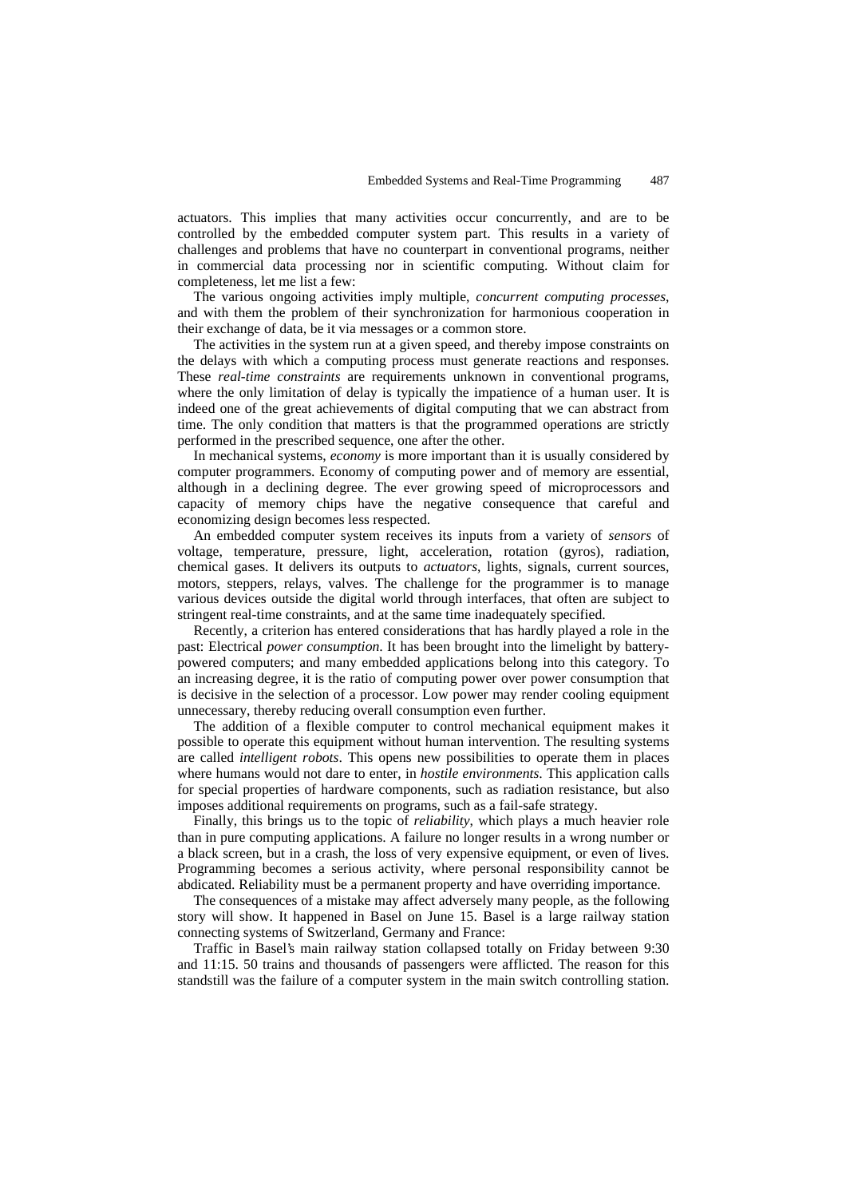actuators. This implies that many activities occur concurrently, and are to be controlled by the embedded computer system part. This results in a variety of challenges and problems that have no counterpart in conventional programs, neither in commercial data processing nor in scientific computing. Without claim for completeness, let me list a few:

The various ongoing activities imply multiple, *concurrent computing processes*, and with them the problem of their synchronization for harmonious cooperation in their exchange of data, be it via messages or a common store.

The activities in the system run at a given speed, and thereby impose constraints on the delays with which a computing process must generate reactions and responses. These *real-time constraints* are requirements unknown in conventional programs, where the only limitation of delay is typically the impatience of a human user. It is indeed one of the great achievements of digital computing that we can abstract from time. The only condition that matters is that the programmed operations are strictly performed in the prescribed sequence, one after the other.

In mechanical systems, *economy* is more important than it is usually considered by computer programmers. Economy of computing power and of memory are essential, although in a declining degree. The ever growing speed of microprocessors and capacity of memory chips have the negative consequence that careful and economizing design becomes less respected.

An embedded computer system receives its inputs from a variety of *sensors* of voltage, temperature, pressure, light, acceleration, rotation (gyros), radiation, chemical gases. It delivers its outputs to *actuators*, lights, signals, current sources, motors, steppers, relays, valves. The challenge for the programmer is to manage various devices outside the digital world through interfaces, that often are subject to stringent real-time constraints, and at the same time inadequately specified.

Recently, a criterion has entered considerations that has hardly played a role in the past: Electrical *power consumption*. It has been brought into the limelight by battery-powered computers; and many embedded applications belong into this category. To an increasing degree, it is the ratio of computing power over power consumption that is decisive in the selection of a processor. Low power may render cooling equipment unnecessary, thereby reducing overall consumption even further.

The addition of a flexible computer to control mechanical equipment makes it possible to operate this equipment without human intervention. The resulting systems are called *intelligent robots*. This opens new possibilities to operate them in places where humans would not dare to enter, in *hostile environments*. This application calls for special properties of hardware components, such as radiation resistance, but also imposes additional requirements on programs, such as a fail-safe strategy.

Finally, this brings us to the topic of *reliability*, which plays a much heavier role than in pure computing applications. A failure no longer results in a wrong number or a black screen, but in a crash, the loss of very expensive equipment, or even of lives. Programming becomes a serious activity, where personal responsibility cannot be abdicated. Reliability must be a permanent property and have overriding importance.

The consequences of a mistake may affect adversely many people, as the following story will show. It happened in Basel on June 15. Basel is a large railway station connecting systems of Switzerland, Germany and France:

Traffic in Basel's main railway station collapsed totally on Friday between 9:30 and 11:15. 50 trains and thousands of passengers were afflicted. The reason for this standstill was the failure of a computer system in the main switch controlling station.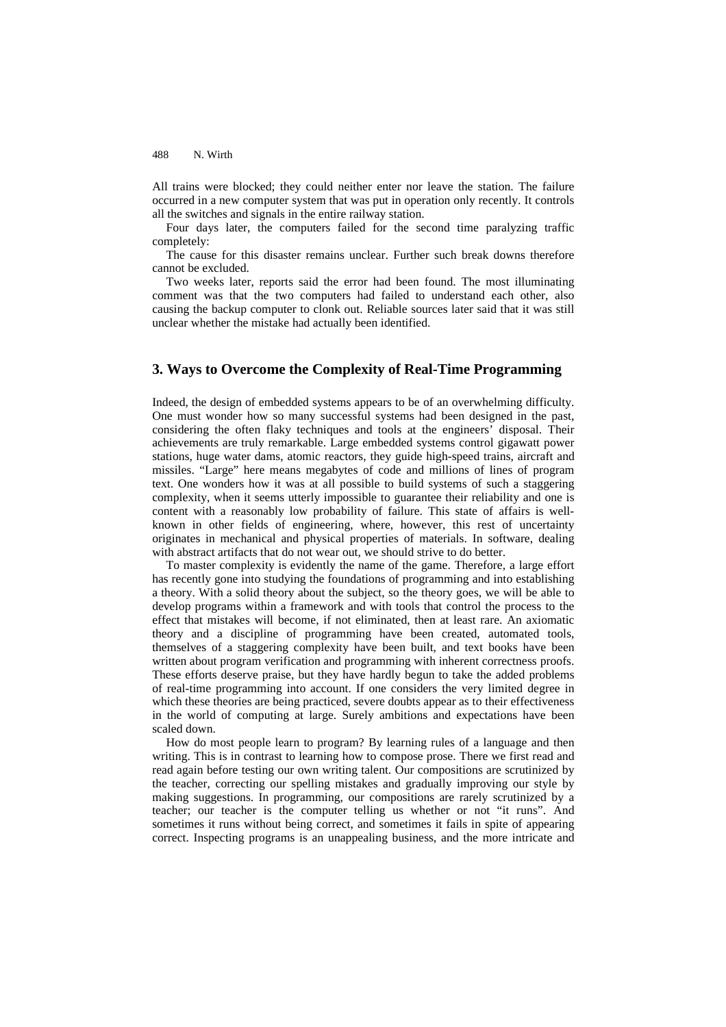All trains were blocked; they could neither enter nor leave the station. The failure occurred in a new computer system that was put in operation only recently. It controls all the switches and signals in the entire railway station.

Four days later, the computers failed for the second time paralyzing traffic completely:

The cause for this disaster remains unclear. Further such break downs therefore cannot be excluded.

Two weeks later, reports said the error had been found. The most illuminating comment was that the two computers had failed to understand each other, also causing the backup computer to clonk out. Reliable sources later said that it was still unclear whether the mistake had actually been identified.

## 3. Ways to Overcome the Complexity of Real-Time Programming

Indeed, the design of embedded systems appears to be of an overwhelming difficulty. One must wonder how so many successful systems had been designed in the past, considering the often flaky techniques and tools at the engineers' disposal. Their achievements are truly remarkable. Large embedded systems control gigawatt power stations, huge water dams, atomic reactors, they guide high-speed trains, aircraft and missiles. "Large" here means megabytes of code and millions of lines of program text. One wonders how it was at all possible to build systems of such a staggering complexity, when it seems utterly impossible to guarantee their reliability and one is content with a reasonably low probability of failure. This state of affairs is well-known in other fields of engineering, where, however, this rest of uncertainty originates in mechanical and physical properties of materials. In software, dealing with abstract artifacts that do not wear out, we should strive to do better.

To master complexity is evidently the name of the game. Therefore, a large effort has recently gone into studying the foundations of programming and into establishing a theory. With a solid theory about the subject, so the theory goes, we will be able to develop programs within a framework and with tools that control the process to the effect that mistakes will become, if not eliminated, then at least rare. An axiomatic theory and a discipline of programming have been created, automated tools, themselves of a staggering complexity have been built, and text books have been written about program verification and programming with inherent correctness proofs. These efforts deserve praise, but they have hardly begun to take the added problems of real-time programming into account. If one considers the very limited degree in which these theories are being practiced, severe doubts appear as to their effectiveness in the world of computing at large. Surely ambitions and expectations have been scaled down.

How do most people learn to program? By learning rules of a language and then writing. This is in contrast to learning how to compose prose. There we first read and read again before testing our own writing talent. Our compositions are scrutinized by the teacher, correcting our spelling mistakes and gradually improving our style by making suggestions. In programming, our compositions are rarely scrutinized by a teacher; our teacher is the computer telling us whether or not "it runs". And sometimes it runs without being correct, and sometimes it fails in spite of appearing correct. Inspecting programs is an unappealing business, and the more intricate and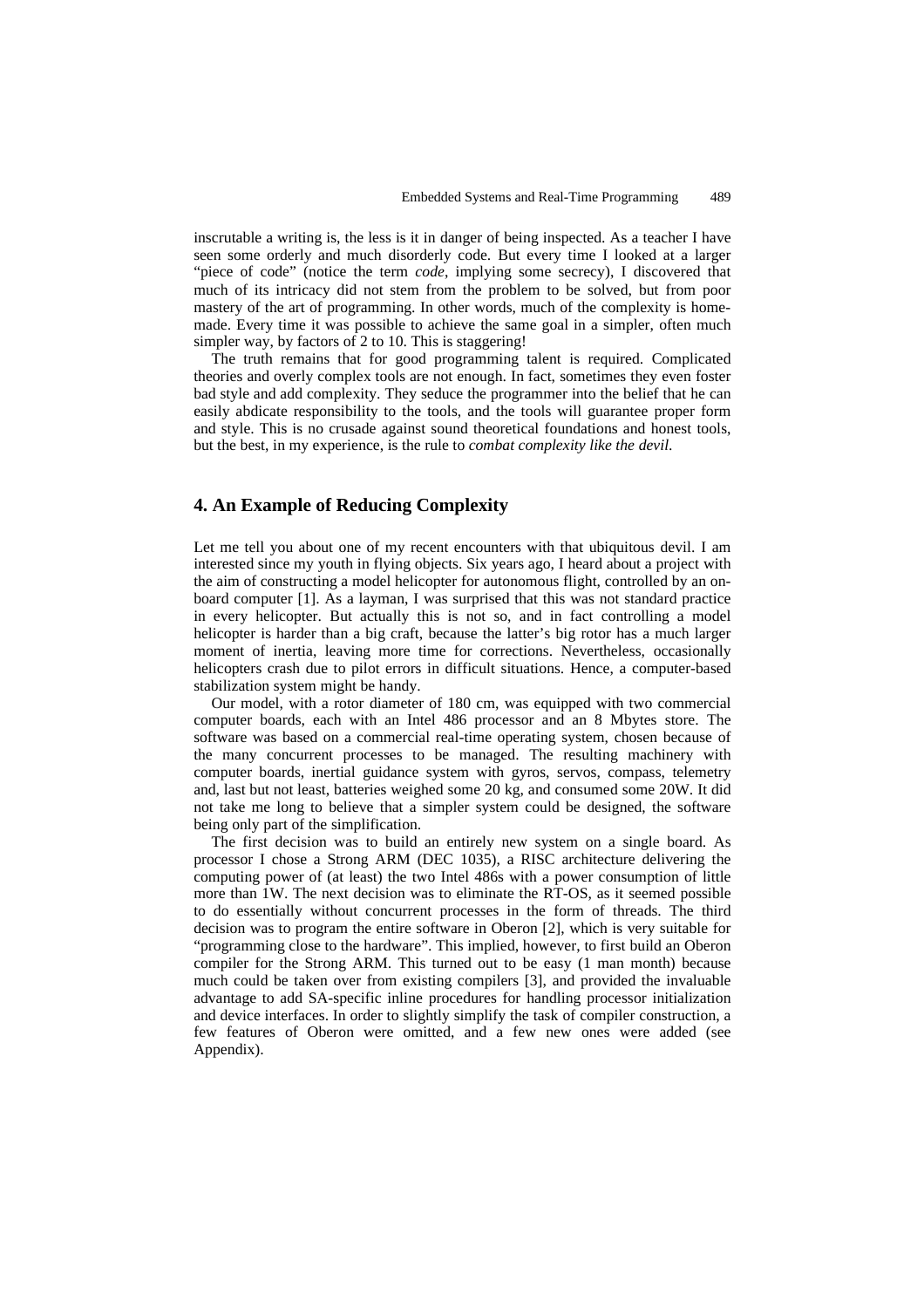inscrutable a writing is, the less is it in danger of being inspected. As a teacher I have seen some orderly and much disorderly code. But every time I looked at a larger "piece of code" (notice the term *code*, implying some secrecy), I discovered that much of its intricacy did not stem from the problem to be solved, but from poor mastery of the art of programming. In other words, much of the complexity is home-made. Every time it was possible to achieve the same goal in a simpler, often much simpler way, by factors of 2 to 10. This is staggering!

The truth remains that for good programming talent is required. Complicated theories and overly complex tools are not enough. In fact, sometimes they even foster bad style and add complexity. They seduce the programmer into the belief that he can easily abdicate responsibility to the tools, and the tools will guarantee proper form and style. This is no crusade against sound theoretical foundations and honest tools, but the best, in my experience, is the rule to *combat complexity like the devil*.

## 4. An Example of Reducing Complexity

Let me tell you about one of my recent encounters with that ubiquitous devil. I am interested since my youth in flying objects. Six years ago, I heard about a project with the aim of constructing a model helicopter for autonomous flight, controlled by an on-board computer [1]. As a layman, I was surprised that this was not standard practice in every helicopter. But actually this is not so, and in fact controlling a model helicopter is harder than a big craft, because the latter's big rotor has a much larger moment of inertia, leaving more time for corrections. Nevertheless, occasionally helicopters crash due to pilot errors in difficult situations. Hence, a computer-based stabilization system might be handy.

Our model, with a rotor diameter of 180 cm, was equipped with two commercial computer boards, each with an Intel 486 processor and an 8 Mbytes store. The software was based on a commercial real-time operating system, chosen because of the many concurrent processes to be managed. The resulting machinery with computer boards, inertial guidance system with gyros, servos, compass, telemetry and, last but not least, batteries weighed some 20 kg, and consumed some 20W. It did not take me long to believe that a simpler system could be designed, the software being only part of the simplification.

The first decision was to build an entirely new system on a single board. As processor I chose a Strong ARM (DEC 1035), a RISC architecture delivering the computing power of (at least) the two Intel 486s with a power consumption of little more than 1W. The next decision was to eliminate the RT-OS, as it seemed possible to do essentially without concurrent processes in the form of threads. The third decision was to program the entire software in Oberon [2], which is very suitable for "programming close to the hardware". This implied, however, to first build an Oberon compiler for the Strong ARM. This turned out to be easy (1 man month) because much could be taken over from existing compilers [3], and provided the invaluable advantage to add SA-specific inline procedures for handling processor initialization and device interfaces. In order to slightly simplify the task of compiler construction, a few features of Oberon were omitted, and a few new ones were added (see Appendix).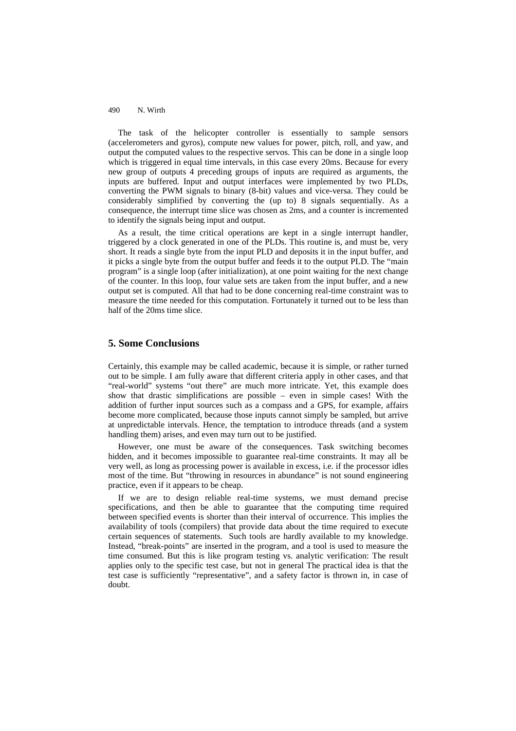The task of the helicopter controller is essentially to sample sensors (accelerometers and gyros), compute new values for power, pitch, roll, and yaw, and output the computed values to the respective servos. This can be done in a single loop which is triggered in equal time intervals, in this case every 20ms. Because for every new group of outputs 4 preceding groups of inputs are required as arguments, the inputs are buffered. Input and output interfaces were implemented by two PLDs, converting the PWM signals to binary (8-bit) values and vice-versa. They could be considerably simplified by converting the (up to) 8 signals sequentially. As a consequence, the interrupt time slice was chosen as 2ms, and a counter is incremented to identify the signals being input and output.

As a result, the time critical operations are kept in a single interrupt handler, triggered by a clock generated in one of the PLDs. This routine is, and must be, very short. It reads a single byte from the input PLD and deposits it in the input buffer, and it picks a single byte from the output buffer and feeds it to the output PLD. The "main program" is a single loop (after initialization), at one point waiting for the next change of the counter. In this loop, four value sets are taken from the input buffer, and a new output set is computed. All that had to be done concerning real-time constraint was to measure the time needed for this computation. Fortunately it turned out to be less than half of the 20ms time slice.

## 5. Some Conclusions

Certainly, this example may be called academic, because it is simple, or rather turned out to be simple. I am fully aware that different criteria apply in other cases, and that "real-world" systems "out there" are much more intricate. Yet, this example does show that drastic simplifications are possible – even in simple cases! With the addition of further input sources such as a compass and a GPS, for example, affairs become more complicated, because those inputs cannot simply be sampled, but arrive at unpredictable intervals. Hence, the temptation to introduce threads (and a system handling them) arises, and even may turn out to be justified.

However, one must be aware of the consequences. Task switching becomes hidden, and it becomes impossible to guarantee real-time constraints. It may all be very well, as long as processing power is available in excess, i.e. if the processor idles most of the time. But "throwing in resources in abundance" is not sound engineering practice, even if it appears to be cheap.

If we are to design reliable real-time systems, we must demand precise specifications, and then be able to guarantee that the computing time required between specified events is shorter than their interval of occurrence. This implies the availability of tools (compilers) that provide data about the time required to execute certain sequences of statements. Such tools are hardly available to my knowledge. Instead, "break-points" are inserted in the program, and a tool is used to measure the time consumed. But this is like program testing vs. analytic verification: The result applies only to the specific test case, but not in general The practical idea is that the test case is sufficiently "representative", and a safety factor is thrown in, in case of doubt.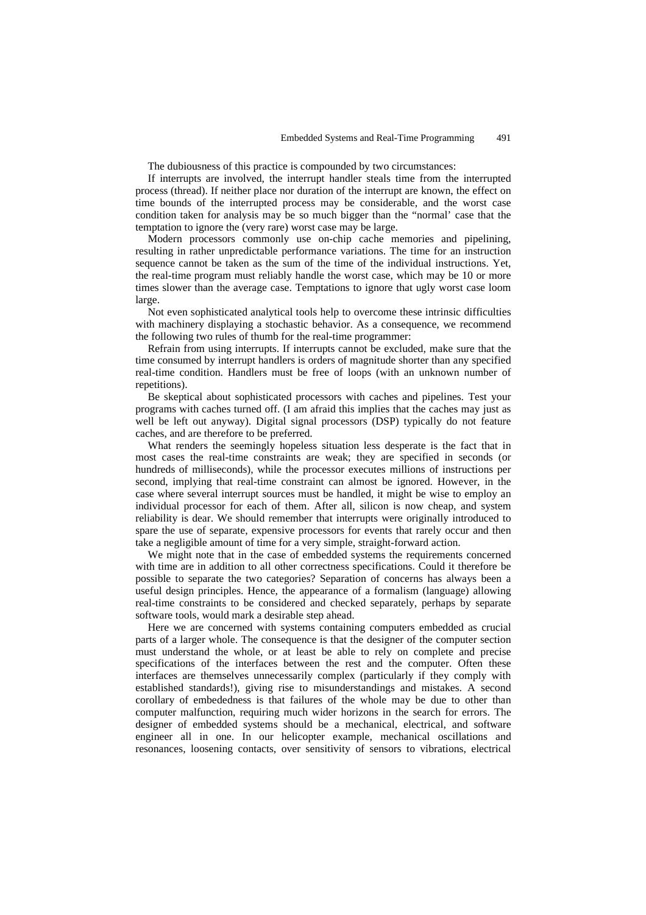The dubiousness of this practice is compounded by two circumstances:

If interrupts are involved, the interrupt handler steals time from the interrupted process (thread). If neither place nor duration of the interrupt are known, the effect on time bounds of the interrupted process may be considerable, and the worst case condition taken for analysis may be so much bigger than the "normal' case that the temptation to ignore the (very rare) worst case may be large.

Modern processors commonly use on-chip cache memories and pipelining, resulting in rather unpredictable performance variations. The time for an instruction sequence cannot be taken as the sum of the time of the individual instructions. Yet, the real-time program must reliably handle the worst case, which may be 10 or more times slower than the average case. Temptations to ignore that ugly worst case loom large.

Not even sophisticated analytical tools help to overcome these intrinsic difficulties with machinery displaying a stochastic behavior. As a consequence, we recommend the following two rules of thumb for the real-time programmer:

Refrain from using interrupts. If interrupts cannot be excluded, make sure that the time consumed by interrupt handlers is orders of magnitude shorter than any specified real-time condition. Handlers must be free of loops (with an unknown number of repetitions).

Be skeptical about sophisticated processors with caches and pipelines. Test your programs with caches turned off. (I am afraid this implies that the caches may just as well be left out anyway). Digital signal processors (DSP) typically do not feature caches, and are therefore to be preferred.

What renders the seemingly hopeless situation less desperate is the fact that in most cases the real-time constraints are weak; they are specified in seconds (or hundreds of milliseconds), while the processor executes millions of instructions per second, implying that real-time constraint can almost be ignored. However, in the case where several interrupt sources must be handled, it might be wise to employ an individual processor for each of them. After all, silicon is now cheap, and system reliability is dear. We should remember that interrupts were originally introduced to spare the use of separate, expensive processors for events that rarely occur and then take a negligible amount of time for a very simple, straight-forward action.

We might note that in the case of embedded systems the requirements concerned with time are in addition to all other correctness specifications. Could it therefore be possible to separate the two categories? Separation of concerns has always been a useful design principles. Hence, the appearance of a formalism (language) allowing real-time constraints to be considered and checked separately, perhaps by separate software tools, would mark a desirable step ahead.

Here we are concerned with systems containing computers embedded as crucial parts of a larger whole. The consequence is that the designer of the computer section must understand the whole, or at least be able to rely on complete and precise specifications of the interfaces between the rest and the computer. Often these interfaces are themselves unnecessarily complex (particularly if they comply with established standards!), giving rise to misunderstandings and mistakes. A second corollary of embededness is that failures of the whole may be due to other than computer malfunction, requiring much wider horizons in the search for errors. The designer of embedded systems should be a mechanical, electrical, and software engineer all in one. In our helicopter example, mechanical oscillations and resonances, loosening contacts, over sensitivity of sensors to vibrations, electrical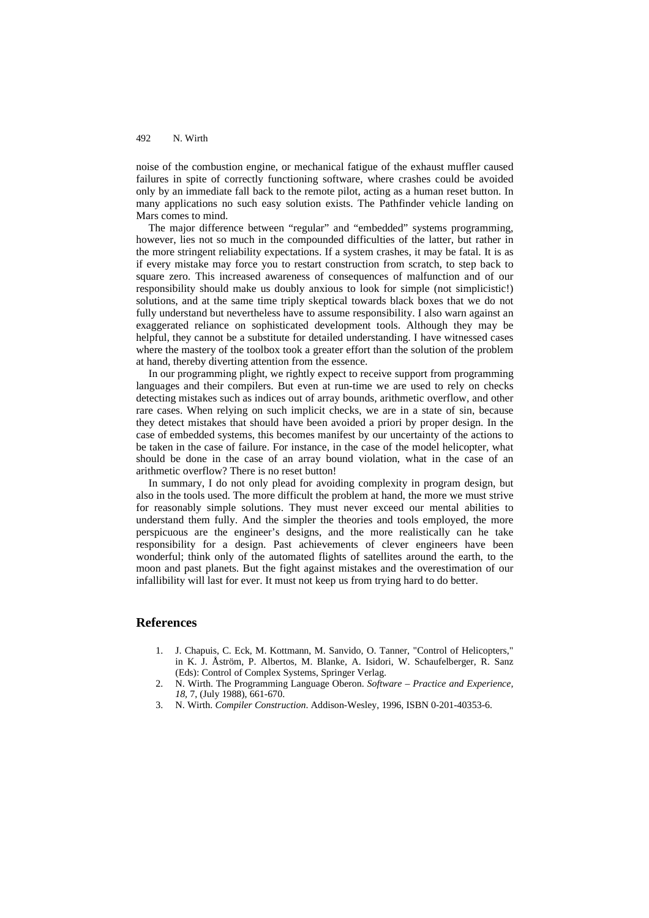noise of the combustion engine, or mechanical fatigue of the exhaust muffler caused failures in spite of correctly functioning software, where crashes could be avoided only by an immediate fall back to the remote pilot, acting as a human reset button. In many applications no such easy solution exists. The Pathfinder vehicle landing on Mars comes to mind.

The major difference between "regular" and "embedded" systems programming, however, lies not so much in the compounded difficulties of the latter, but rather in the more stringent reliability expectations. If a system crashes, it may be fatal. It is as if every mistake may force you to restart construction from scratch, to step back to square zero. This increased awareness of consequences of malfunction and of our responsibility should make us doubly anxious to look for simple (not simplicistic!) solutions, and at the same time triply skeptical towards black boxes that we do not fully understand but nevertheless have to assume responsibility. I also warn against an exaggerated reliance on sophisticated development tools. Although they may be helpful, they cannot be a substitute for detailed understanding. I have witnessed cases where the mastery of the toolbox took a greater effort than the solution of the problem at hand, thereby diverting attention from the essence.

In our programming plight, we rightly expect to receive support from programming languages and their compilers. But even at run-time we are used to rely on checks detecting mistakes such as indices out of array bounds, arithmetic overflow, and other rare cases. When relying on such implicit checks, we are in a state of sin, because they detect mistakes that should have been avoided a priori by proper design. In the case of embedded systems, this becomes manifest by our uncertainty of the actions to be taken in the case of failure. For instance, in the case of the model helicopter, what should be done in the case of an array bound violation, what in the case of an arithmetic overflow? There is no reset button!

In summary, I do not only plead for avoiding complexity in program design, but also in the tools used. The more difficult the problem at hand, the more we must strive for reasonably simple solutions. They must never exceed our mental abilities to understand them fully. And the simpler the theories and tools employed, the more perspicuous are the engineer's designs, and the more realistically can he take responsibility for a design. Past achievements of clever engineers have been wonderful; think only of the automated flights of satellites around the earth, to the moon and past planets. But the fight against mistakes and the overestimation of our infallibility will last for ever. It must not keep us from trying hard to do better.

## References

1. J. Chapuis, C. Eck, M. Kottmann, M. Sanvido, O. Tanner, "Control of Helicopters," in K. J. Åström, P. Albertos, M. Blanke, A. Isidori, W. Schaufelberger, R. Sanz (Eds): Control of Complex Systems, Springer Verlag.
2. N. Wirth. The Programming Language Oberon. *Software – Practice and Experience, 18*, 7, (July 1988), 661-670.
3. N. Wirth. *Compiler Construction*. Addison-Wesley, 1996, ISBN 0-201-40353-6.